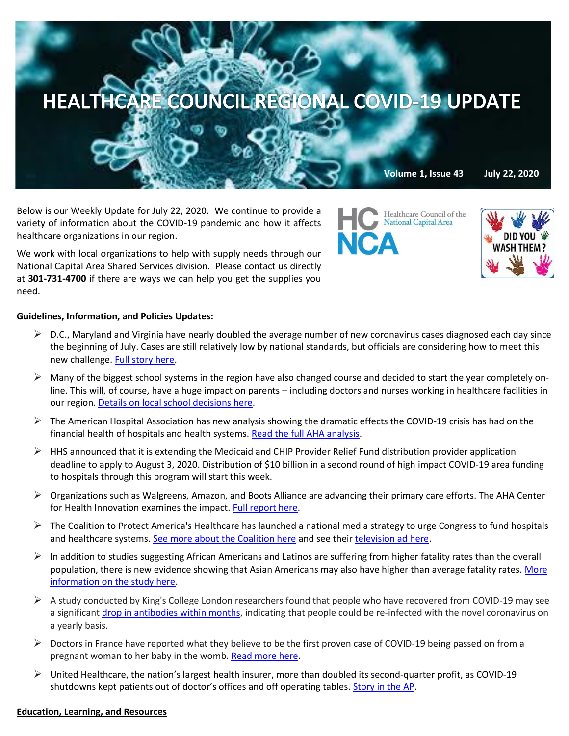# HEALTHCARE COUNCIL REGIONAL COVID-19 UPDATE

**Volume 1, Issue 43** **July 22, 2020**

Below is our Weekly Update for July 22, 2020. We continue to provide a variety of information about the COVID-19 pandemic and how it affects healthcare organizations in our region.

We work with local organizations to help with supply needs through our National Capital Area Shared Services division. Please contact us directly at **301-731-4700** if there are ways we can help you get the supplies you need.

HC NCA Healthcare Council of the National Capital Area

DID YOU WASH THEM?

**Guidelines, Information, and Policies Updates:**

- D.C., Maryland and Virginia have nearly doubled the average number of new coronavirus cases diagnosed each day since the beginning of July. Cases are still relatively low by national standards, but officials are considering how to meet this new challenge. Full story here.
- Many of the biggest school systems in the region have also changed course and decided to start the year completely on-line. This will, of course, have a huge impact on parents – including doctors and nurses working in healthcare facilities in our region. Details on local school decisions here.
- The American Hospital Association has new analysis showing the dramatic effects the COVID-19 crisis has had on the financial health of hospitals and health systems. Read the full AHA analysis.
- HHS announced that it is extending the Medicaid and CHIP Provider Relief Fund distribution provider application deadline to apply to August 3, 2020. Distribution of $10 billion in a second round of high impact COVID-19 area funding to hospitals through this program will start this week.
- Organizations such as Walgreens, Amazon, and Boots Alliance are advancing their primary care efforts. The AHA Center for Health Innovation examines the impact. Full report here.
- The Coalition to Protect America's Healthcare has launched a national media strategy to urge Congress to fund hospitals and healthcare systems. See more about the Coalition here and see their television ad here.
- In addition to studies suggesting African Americans and Latinos are suffering from higher fatality rates than the overall population, there is new evidence showing that Asian Americans may also have higher than average fatality rates. More information on the study here.
- A study conducted by King's College London researchers found that people who have recovered from COVID-19 may see a significant drop in antibodies within months, indicating that people could be re-infected with the novel coronavirus on a yearly basis.
- Doctors in France have reported what they believe to be the first proven case of COVID-19 being passed on from a pregnant woman to her baby in the womb. Read more here.
- United Healthcare, the nation's largest health insurer, more than doubled its second-quarter profit, as COVID-19 shutdowns kept patients out of doctor's offices and off operating tables. Story in the AP.

**Education, Learning, and Resources**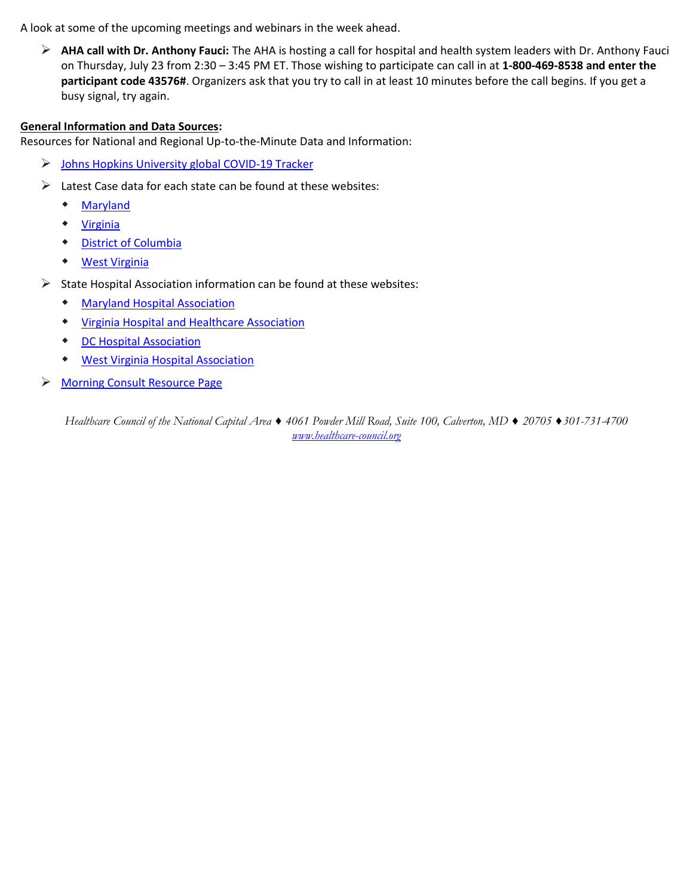A look at some of the upcoming meetings and webinars in the week ahead.

- **AHA call with Dr. Anthony Fauci:** The AHA is hosting a call for hospital and health system leaders with Dr. Anthony Fauci on Thursday, July 23 from 2:30 – 3:45 PM ET. Those wishing to participate can call in at **1-800-469-8538 and enter the participant code 43576#**. Organizers ask that you try to call in at least 10 minutes before the call begins. If you get a busy signal, try again.

**General Information and Data Sources:**

Resources for National and Regional Up-to-the-Minute Data and Information:

- Johns Hopkins University global COVID-19 Tracker
- Latest Case data for each state can be found at these websites:
  - Maryland
  - Virginia
  - District of Columbia
  - West Virginia
- State Hospital Association information can be found at these websites:
  - Maryland Hospital Association
  - Virginia Hospital and Healthcare Association
  - DC Hospital Association
  - West Virginia Hospital Association
- Morning Consult Resource Page

*Healthcare Council of the National Capital Area ♦ 4061 Powder Mill Road, Suite 100, Calverton, MD ♦ 20705 ♦301-731-4700*
*www.healthcare-council.org*